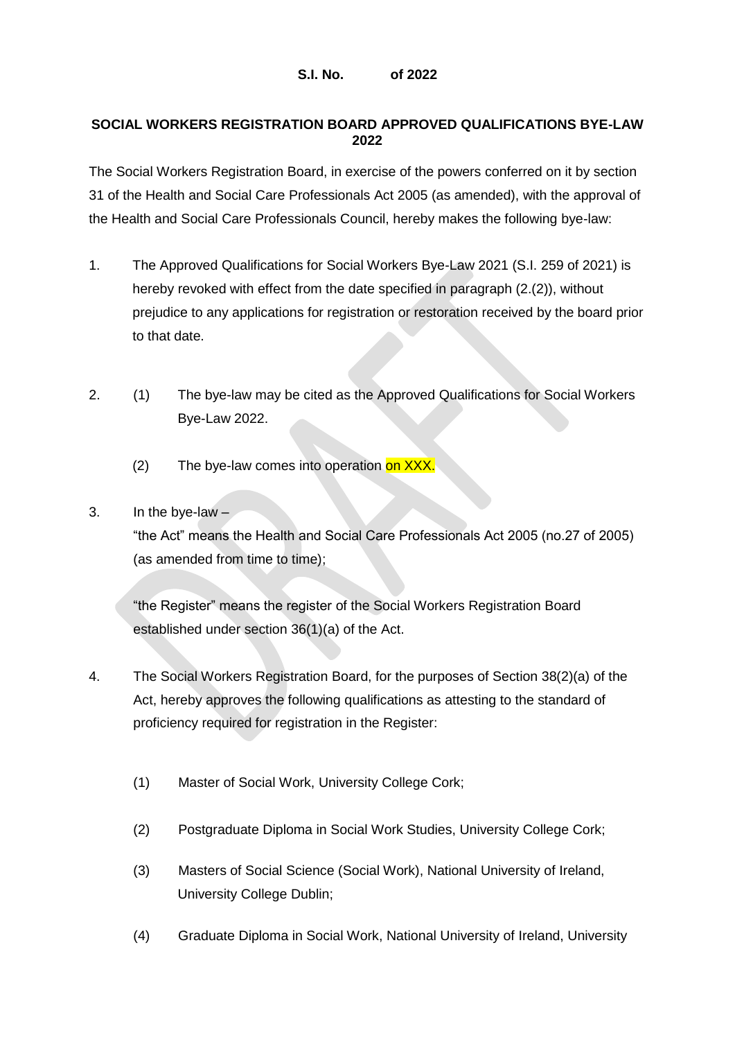**S.I. No. of 2022**

**SOCIAL WORKERS REGISTRATION BOARD APPROVED QUALIFICATIONS BYE-LAW 2022**

The Social Workers Registration Board, in exercise of the powers conferred on it by section 31 of the Health and Social Care Professionals Act 2005 (as amended), with the approval of the Health and Social Care Professionals Council, hereby makes the following bye-law:

1. The Approved Qualifications for Social Workers Bye-Law 2021 (S.I. 259 of 2021) is hereby revoked with effect from the date specified in paragraph (2.(2)), without prejudice to any applications for registration or restoration received by the board prior to that date.

2. (1) The bye-law may be cited as the Approved Qualifications for Social Workers Bye-Law 2022.

   (2) The bye-law comes into operation on XXX.

3. In the bye-law –

   "the Act" means the Health and Social Care Professionals Act 2005 (no.27 of 2005) (as amended from time to time);

   "the Register" means the register of the Social Workers Registration Board established under section 36(1)(a) of the Act.

4. The Social Workers Registration Board, for the purposes of Section 38(2)(a) of the Act, hereby approves the following qualifications as attesting to the standard of proficiency required for registration in the Register:

   (1) Master of Social Work, University College Cork;

   (2) Postgraduate Diploma in Social Work Studies, University College Cork;

   (3) Masters of Social Science (Social Work), National University of Ireland, University College Dublin;

   (4) Graduate Diploma in Social Work, National University of Ireland, University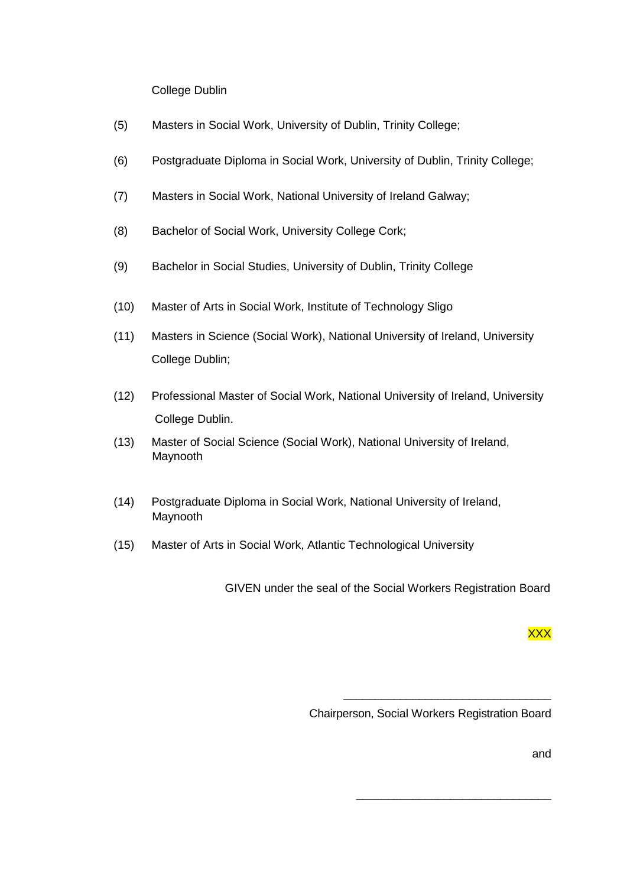College Dublin

(5) Masters in Social Work, University of Dublin, Trinity College;

(6) Postgraduate Diploma in Social Work, University of Dublin, Trinity College;

(7) Masters in Social Work, National University of Ireland Galway;

(8) Bachelor of Social Work, University College Cork;

(9) Bachelor in Social Studies, University of Dublin, Trinity College

(10) Master of Arts in Social Work, Institute of Technology Sligo

(11) Masters in Science (Social Work), National University of Ireland, University College Dublin;

(12) Professional Master of Social Work, National University of Ireland, University College Dublin.

(13) Master of Social Science (Social Work), National University of Ireland, Maynooth

(14) Postgraduate Diploma in Social Work, National University of Ireland, Maynooth

(15) Master of Arts in Social Work, Atlantic Technological University

GIVEN under the seal of the Social Workers Registration Board

XXX

\_\_\_\_\_\_\_\_\_\_\_\_\_\_\_\_\_\_\_\_\_\_\_\_\_\_\_\_\_\_\_\_

Chairperson, Social Workers Registration Board

and

\_\_\_\_\_\_\_\_\_\_\_\_\_\_\_\_\_\_\_\_\_\_\_\_\_\_\_\_\_\_\_\_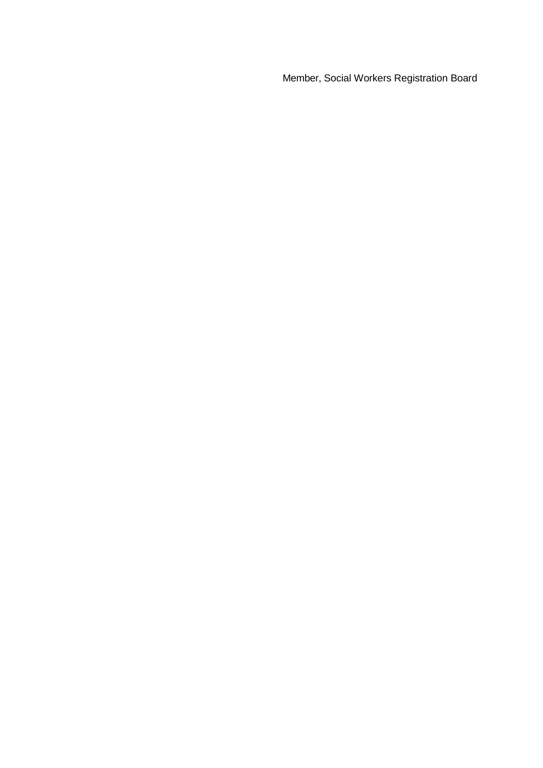Member, Social Workers Registration Board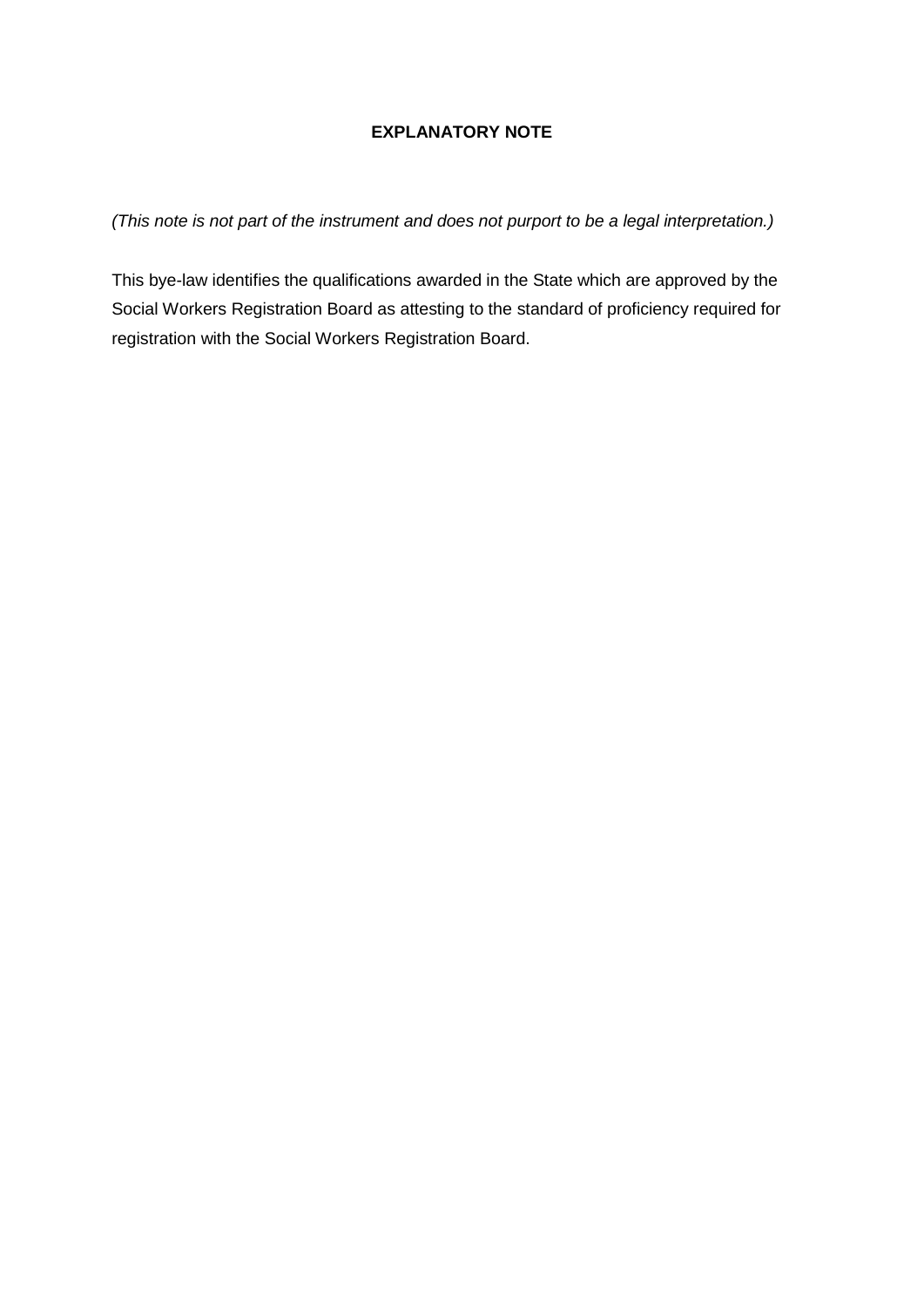**EXPLANATORY NOTE**

*(This note is not part of the instrument and does not purport to be a legal interpretation.)*

This bye-law identifies the qualifications awarded in the State which are approved by the Social Workers Registration Board as attesting to the standard of proficiency required for registration with the Social Workers Registration Board.